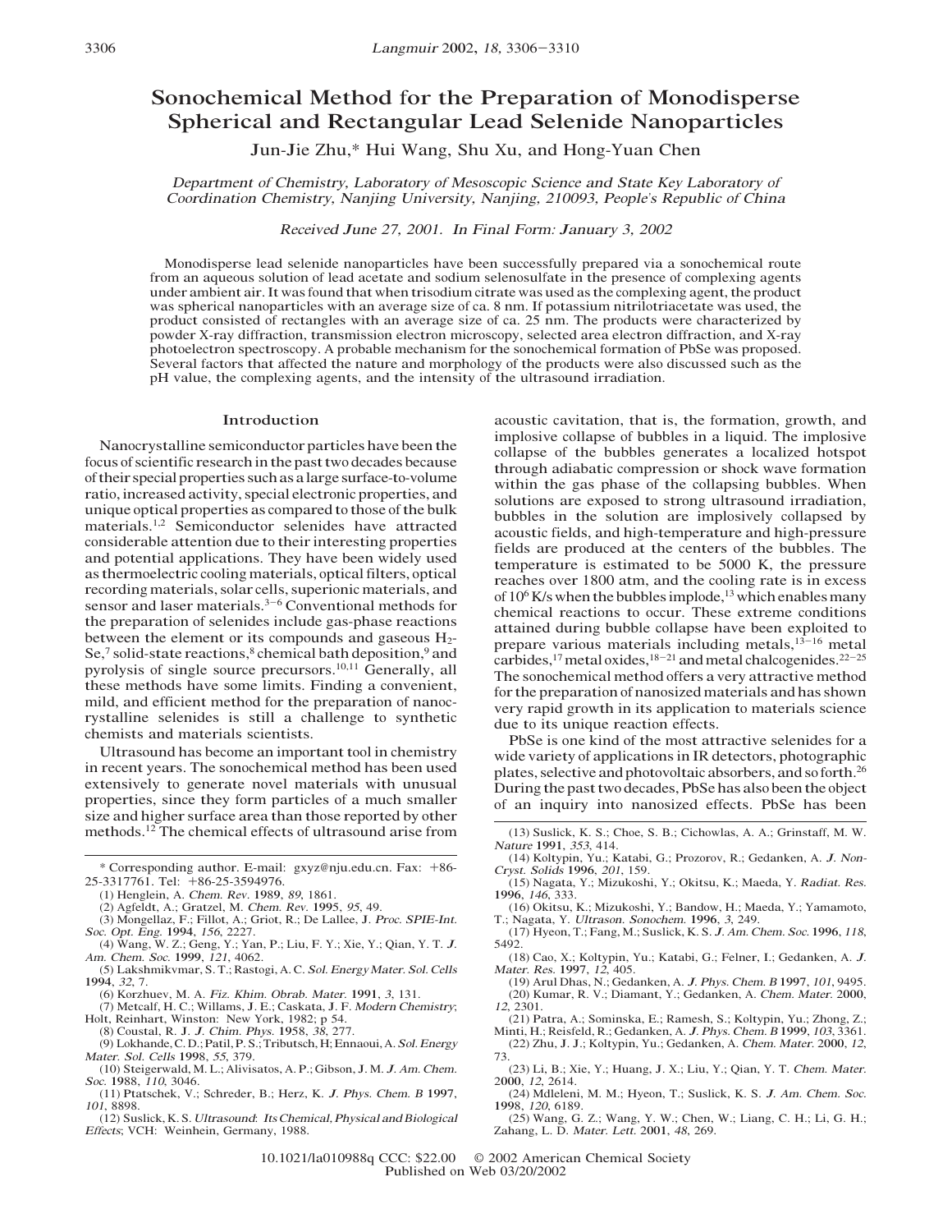# Sonochemical Method for the Preparation of Monodisperse Spherical and Rectangular Lead Selenide Nanoparticles

Jun-Jie Zhu,* Hui Wang, Shu Xu, and Hong-Yuan Chen

*Department of Chemistry, Laboratory of Mesoscopic Science and State Key Laboratory of Coordination Chemistry, Nanjing University, Nanjing, 210093, People's Republic of China*

*Received June 27, 2001. In Final Form: January 3, 2002*

Monodisperse lead selenide nanoparticles have been successfully prepared via a sonochemical route from an aqueous solution of lead acetate and sodium selenosulfate in the presence of complexing agents under ambient air. It was found that when trisodium citrate was used as the complexing agent, the product was spherical nanoparticles with an average size of ca. 8 nm. If potassium nitrilotriacetate was used, the product consisted of rectangles with an average size of ca. 25 nm. The products were characterized by powder X-ray diffraction, transmission electron microscopy, selected area electron diffraction, and X-ray photoelectron spectroscopy. A probable mechanism for the sonochemical formation of PbSe was proposed. Several factors that affected the nature and morphology of the products were also discussed such as the pH value, the complexing agents, and the intensity of the ultrasound irradiation.

## Introduction

Nanocrystalline semiconductor particles have been the focus of scientific research in the past two decades because of their special properties such as a large surface-to-volume ratio, increased activity, special electronic properties, and unique optical properties as compared to those of the bulk materials.[1,2] Semiconductor selenides have attracted considerable attention due to their interesting properties and potential applications. They have been widely used as thermoelectric cooling materials, optical filters, optical recording materials, solar cells, superionic materials, and sensor and laser materials.[3-6] Conventional methods for the preparation of selenides include gas-phase reactions between the element or its compounds and gaseous $H_2Se$,[7] solid-state reactions,[8] chemical bath deposition,[9] and pyrolysis of single source precursors.[10,11] Generally, all these methods have some limits. Finding a convenient, mild, and efficient method for the preparation of nanocrystalline selenides is still a challenge to synthetic chemists and materials scientists.

Ultrasound has become an important tool in chemistry in recent years. The sonochemical method has been used extensively to generate novel materials with unusual properties, since they form particles of a much smaller size and higher surface area than those reported by other methods.[12] The chemical effects of ultrasound arise from acoustic cavitation, that is, the formation, growth, and implosive collapse of bubbles in a liquid. The implosive collapse of the bubbles generates a localized hotspot through adiabatic compression or shock wave formation within the gas phase of the collapsing bubbles. When solutions are exposed to strong ultrasound irradiation, bubbles in the solution are implosively collapsed by acoustic fields, and high-temperature and high-pressure fields are produced at the centers of the bubbles. The temperature is estimated to be 5000 K, the pressure reaches over 1800 atm, and the cooling rate is in excess of $10^6$ K/s when the bubbles implode,[13] which enables many chemical reactions to occur. These extreme conditions attained during bubble collapse have been exploited to prepare various materials including metals,[13-16] metal carbides,[17] metal oxides,[18-21] and metal chalcogenides.[22-25] The sonochemical method offers a very attractive method for the preparation of nanosized materials and has shown very rapid growth in its application to materials science due to its unique reaction effects.

PbSe is one kind of the most attractive selenides for a wide variety of applications in IR detectors, photographic plates, selective and photovoltaic absorbers, and so forth.[26] During the past two decades, PbSe has also been the object of an inquiry into nanosized effects. PbSe has been

\* Corresponding author. E-mail: gxyz@nju.edu.cn. Fax: +86-25-3317761. Tel: +86-25-3594976.

(1) Henglein, A. *Chem. Rev.* **1989**, *89*, 1861.
(2) Agfeldt, A.; Gratzel, M. *Chem. Rev.* **1995**, *95*, 49.
(3) Mongellaz, F.; Fillot, A.; Griot, R.; De Lallee, J. *Proc. SPIE-Int. Soc. Opt. Eng.* **1994**, *156*, 2227.
(4) Wang, W. Z.; Geng, Y.; Yan, P.; Liu, F. Y.; Xie, Y.; Qian, Y. T. *J. Am. Chem. Soc.* **1999**, *121*, 4062.
(5) Lakshmikvmar, S. T.; Rastogi, A. C. *Sol. Energy Mater. Sol. Cells* **1994**, *32*, 7.
(6) Korzhuev, M. A. *Fiz. Khim. Obrab. Mater.* **1991**, *3*, 131.
(7) Metcalf, H. C.; Willams, J. E.; Caskata, J. F. *Modern Chemistry*; Holt, Reinhart, Winston: New York, 1982; p 54.
(8) Coustal, R. J. *J. Chim. Phys.* **1958**, *38*, 277.
(9) Lokhande, C. D.; Patil, P. S.; Tributsch, H; Ennaoui, A. *Sol. Energy Mater. Sol. Cells* **1998**, *55*, 379.
(10) Steigerwald, M. L.; Alivisatos, A. P.; Gibson, J. M. *J. Am. Chem. Soc.* **1988**, *110*, 3046.
(11) Ptatschek, V.; Schreder, B.; Herz, K. *J. Phys. Chem. B* **1997**, *101*, 8898.
(12) Suslick, K. S. *Ultrasound: Its Chemical, Physical and Biological Effects*; VCH: Weinhein, Germany, 1988.
(13) Suslick, K. S.; Choe, S. B.; Cichowlas, A. A.; Grinstaff, M. W. *Nature* **1991**, *353*, 414.
(14) Koltypin, Yu.; Katabi, G.; Prozorov, R.; Gedanken, A. *J. Non-Cryst. Solids* **1996**, *201*, 159.
(15) Nagata, Y.; Mizukoshi, Y.; Okitsu, K.; Maeda, Y. *Radiat. Res.* **1996**, *146*, 333.
(16) Okitsu, K.; Mizukoshi, Y.; Bandow, H.; Maeda, Y.; Yamamoto, T.; Nagata, Y. *Ultrason. Sonochem.* **1996**, *3*, 249.
(17) Hyeon, T.; Fang, M.; Suslick, K. S. *J. Am. Chem. Soc.* **1996**, *118*, 5492.
(18) Cao, X.; Koltypin, Yu.; Katabi, G.; Felner, I.; Gedanken, A. *J. Mater. Res.* **1997**, *12*, 405.
(19) Arul Dhas, N.; Gedanken, A. *J. Phys. Chem. B* **1997**, *101*, 9495.
(20) Kumar, R. V.; Diamant, Y.; Gedanken, A. *Chem. Mater.* **2000**, *12*, 2301.
(21) Patra, A.; Sominska, E.; Ramesh, S.; Koltypin, Yu.; Zhong, Z.; Minti, H.; Reisfeld, R.; Gedanken, A. *J. Phys. Chem. B* **1999**, *103*, 3361.
(22) Zhu, J. J.; Koltypin, Yu.; Gedanken, A. *Chem. Mater.* **2000**, *12*, 73.
(23) Li, B.; Xie, Y.; Huang, J. X.; Liu, Y.; Qian, Y. T. *Chem. Mater.* **2000**, *12*, 2614.
(24) Mdleleni, M. M.; Hyeon, T.; Suslick, K. S. *J. Am. Chem. Soc.* **1998**, *120*, 6189.
(25) Wang, G. Z.; Wang, Y. W.; Chen, W.; Liang, C. H.; Li, G. H.; Zahang, L. D. *Mater. Lett.* **2001**, *48*, 269.

10.1021/la010988q CCC: $22.00 © 2002 American Chemical Society
Published on Web 03/20/2002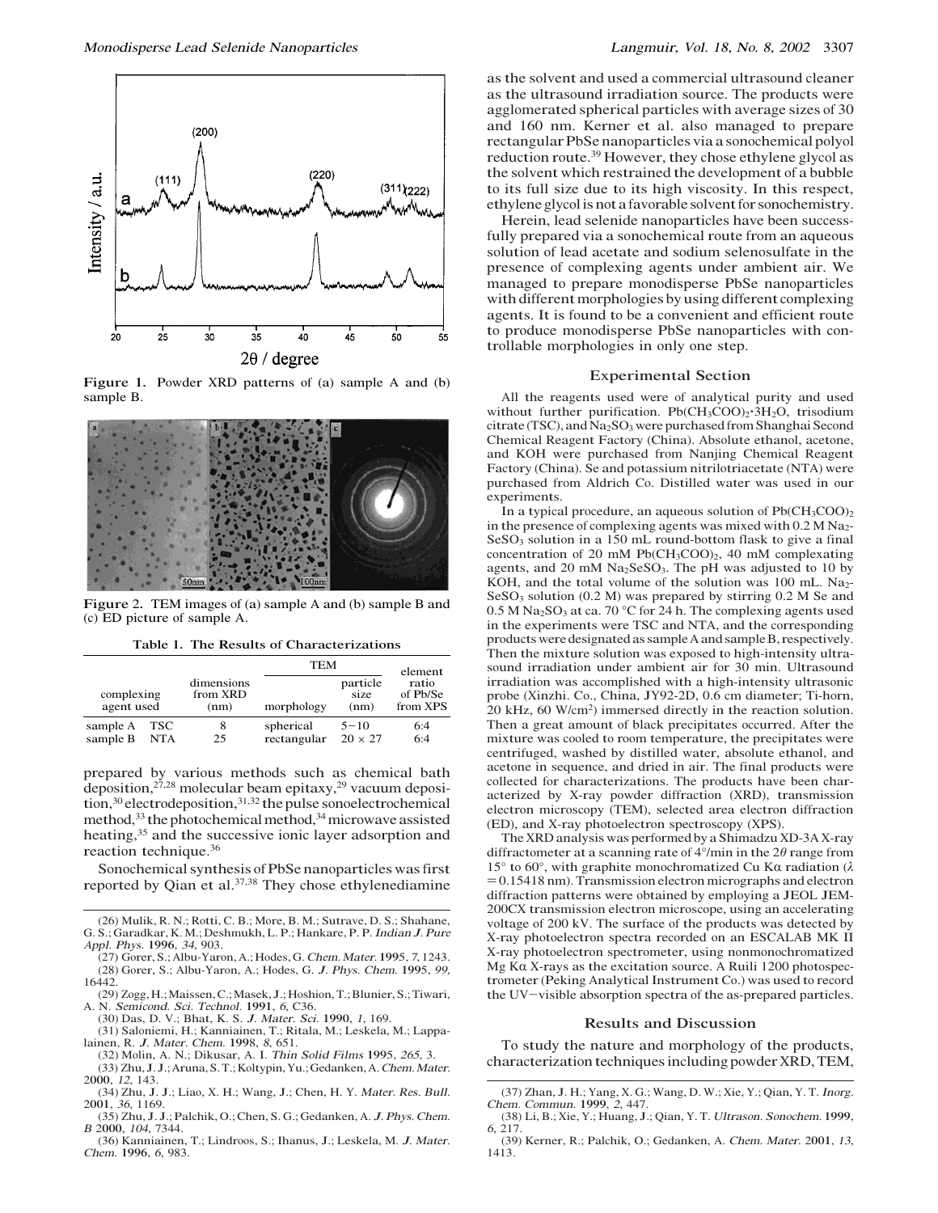Figure 1. Powder XRD patterns of (a) sample A and (b) sample B.

Figure 2. TEM images of (a) sample A and (b) sample B and (c) ED picture of sample A.

**Table 1. The Results of Characterizations**

| complexing agent used | | dimensions from XRD (nm) | TEM | | element ratio of Pb/Se from XPS |
|---|---|---|---|---|---|
| | | | morphology | particle size (nm) | |
| sample A | TSC | 8 | spherical | 5−10 | 6:4 |
| sample B | NTA | 25 | rectangular | 20 × 27 | 6:4 |

prepared by various methods such as chemical bath deposition,[27,28] molecular beam epitaxy,[29] vacuum deposition,[30] electrodeposition,[31,32] the pulse sonoelectrochemical method,[33] the photochemical method,[34] microwave assisted heating,[35] and the successive ionic layer adsorption and reaction technique.[36]

Sonochemical synthesis of PbSe nanoparticles was first reported by Qian et al.[37,38] They chose ethylenediamine as the solvent and used a commercial ultrasound cleaner as the ultrasound irradiation source. The products were agglomerated spherical particles with average sizes of 30 and 160 nm. Kerner et al. also managed to prepare rectangular PbSe nanoparticles via a sonochemical polyol reduction route.[39] However, they chose ethylene glycol as the solvent which restrained the development of a bubble to its full size due to its high viscosity. In this respect, ethylene glycol is not a favorable solvent for sonochemistry.

Herein, lead selenide nanoparticles have been successfully prepared via a sonochemical route from an aqueous solution of lead acetate and sodium selenosulfate in the presence of complexing agents under ambient air. We managed to prepare monodisperse PbSe nanoparticles with different morphologies by using different complexing agents. It is found to be a convenient and efficient route to produce monodisperse PbSe nanoparticles with controllable morphologies in only one step.

## Experimental Section

All the reagents used were of analytical purity and used without further purification. $Pb(CH_3COO)_2 \cdot 3H_2O$, trisodium citrate (TSC), and $Na_2SO_3$ were purchased from Shanghai Second Chemical Reagent Factory (China). Absolute ethanol, acetone, and KOH were purchased from Nanjing Chemical Reagent Factory (China). Se and potassium nitrilotriacetate (NTA) were purchased from Aldrich Co. Distilled water was used in our experiments.

In a typical procedure, an aqueous solution of $Pb(CH_3COO)_2$ in the presence of complexing agents was mixed with 0.2 M $Na_2SeSO_3$ solution in a 150 mL round-bottom flask to give a final concentration of 20 mM $Pb(CH_3COO)_2$, 40 mM complexating agents, and 20 mM $Na_2SeSO_3$. The pH was adjusted to 10 by KOH, and the total volume of the solution was 100 mL. $Na_2SeSO_3$ solution (0.2 M) was prepared by stirring 0.2 M Se and 0.5 M $Na_2SO_3$ at ca. 70 °C for 24 h. The complexing agents used in the experiments were TSC and NTA, and the corresponding products were designated as sample A and sample B, respectively. Then the mixture solution was exposed to high-intensity ultrasound irradiation under ambient air for 30 min. Ultrasound irradiation was accomplished with a high-intensity ultrasonic probe (Xinzhi. Co., China, JY92-2D, 0.6 cm diameter; Ti-horn, 20 kHz, 60 W/cm$^2$) immersed directly in the reaction solution. Then a great amount of black precipitates occurred. After the mixture was cooled to room temperature, the precipitates were centrifuged, washed by distilled water, absolute ethanol, and acetone in sequence, and dried in air. The final products were collected for characterizations. The products have been characterized by X-ray powder diffraction (XRD), transmission electron microscopy (TEM), selected area electron diffraction (ED), and X-ray photoelectron spectroscopy (XPS).

The XRD analysis was performed by a Shimadzu XD-3A X-ray diffractometer at a scanning rate of 4°/min in the $2\theta$ range from 15° to 60°, with graphite monochromatized Cu Kα radiation ($\lambda$ = 0.15418 nm). Transmission electron micrographs and electron diffraction patterns were obtained by employing a JEOL JEM-200CX transmission electron microscope, using an accelerating voltage of 200 kV. The surface of the products was detected by X-ray photoelectron spectra recorded on an ESCALAB MK II X-ray photoelectron spectrometer, using nonmonochromatized Mg Kα X-rays as the excitation source. A Ruili 1200 photospectrometer (Peking Analytical Instrument Co.) was used to record the UV−visible absorption spectra of the as-prepared particles.

## Results and Discussion

To study the nature and morphology of the products, characterization techniques including powder XRD, TEM,

---

(26) Mulik, R. N.; Rotti, C. B.; More, B. M.; Sutrave, D. S.; Shahane, G. S.; Garadkar, K. M.; Deshmukh, L. P.; Hankare, P. P. *Indian J. Pure Appl. Phys.* **1996**, *34*, 903.

(27) Gorer, S.; Albu-Yaron, A.; Hodes, G. *Chem. Mater.* **1995**, *7*, 1243.

(28) Gorer, S.; Albu-Yaron, A.; Hodes, G. *J. Phys. Chem.* **1995**, *99*, 16442.

(29) Zogg, H.; Maissen, C.; Masek, J.; Hoshion, T.; Blunier, S.; Tiwari, A. N. *Semicond. Sci. Technol.* **1991**, *6*, C36.

(30) Das, D. V.; Bhat, K. S. *J. Mater. Sci.* **1990**, *1*, 169.

(31) Saloniemi, H.; Kanniainen, T.; Ritala, M.; Leskela, M.; Lappalainen, R. *J. Mater. Chem.* **1998**, *8*, 651.

(32) Molin, A. N.; Dikusar, A. I. *Thin Solid Films* **1995**, *265*, 3.

(33) Zhu, J. J.; Aruna, S. T.; Koltypin, Yu.; Gedanken, A. *Chem. Mater.* **2000**, *12*, 143.

(34) Zhu, J. J.; Liao, X. H.; Wang, J.; Chen, H. Y. *Mater. Res. Bull.* **2001**, *36*, 1169.

(35) Zhu, J. J.; Palchik, O.; Chen, S. G.; Gedanken, A. *J. Phys. Chem. B* **2000**, *104*, 7344.

(36) Kanniainen, T.; Lindroos, S.; Ihanus, J.; Leskela, M. *J. Mater. Chem.* **1996**, *6*, 983.

(37) Zhan, J. H.; Yang, X. G.; Wang, D. W.; Xie, Y.; Qian, Y. T. *Inorg. Chem. Commun.* **1999**, *2*, 447.

(38) Li, B.; Xie, Y.; Huang, J.; Qian, Y. T. *Ultrason. Sonochem.* **1999**, *6*, 217.

(39) Kerner, R.; Palchik, O.; Gedanken, A. *Chem. Mater.* **2001**, *13*, 1413.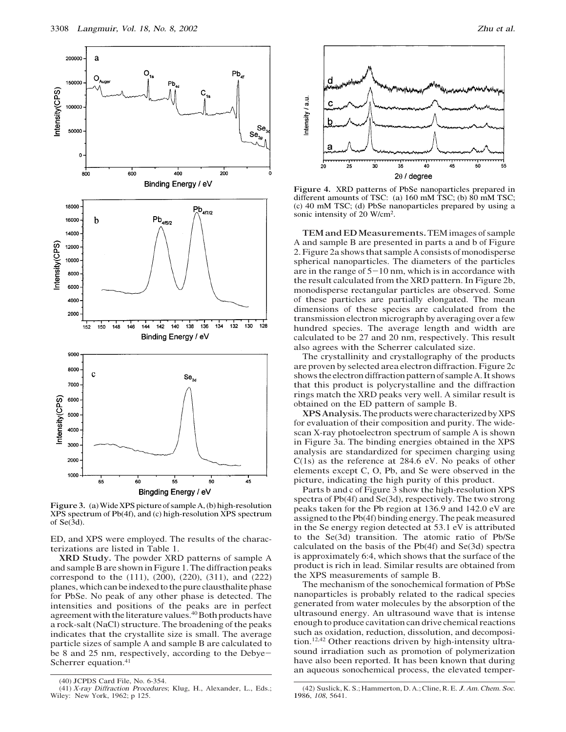Figure 3. (a) Wide XPS picture of sample A, (b) high-resolution XPS spectrum of Pb(4f), and (c) high-resolution XPS spectrum of Se(3d).

ED, and XPS were employed. The results of the characterizations are listed in Table 1.

**XRD Study.** The powder XRD patterns of sample A and sample B are shown in Figure 1. The diffraction peaks correspond to the (111), (200), (220), (311), and (222) planes, which can be indexed to the pure clausthalite phase for PbSe. No peak of any other phase is detected. The intensities and positions of the peaks are in perfect agreement with the literature values.[40] Both products have a rock-salt (NaCl) structure. The broadening of the peaks indicates that the crystallite size is small. The average particle sizes of sample A and sample B are calculated to be 8 and 25 nm, respectively, according to the Debye–Scherrer equation.[41]

Figure 4. XRD patterns of PbSe nanoparticles prepared in different amounts of TSC: (a) 160 mM TSC; (b) 80 mM TSC; (c) 40 mM TSC; (d) PbSe nanoparticles prepared by using a sonic intensity of 20 W/cm$^2$.

**TEM and ED Measurements.** TEM images of sample A and sample B are presented in parts a and b of Figure 2. Figure 2a shows that sample A consists of monodisperse spherical nanoparticles. The diameters of the particles are in the range of 5–10 nm, which is in accordance with the result calculated from the XRD pattern. In Figure 2b, monodisperse rectangular particles are observed. Some of these particles are partially elongated. The mean dimensions of these species are calculated from the transmission electron micrograph by averaging over a few hundred species. The average length and width are calculated to be 27 and 20 nm, respectively. This result also agrees with the Scherrer calculated size.

The crystallinity and crystallography of the products are proven by selected area electron diffraction. Figure 2c shows the electron diffraction pattern of sample A. It shows that this product is polycrystalline and the diffraction rings match the XRD peaks very well. A similar result is obtained on the ED pattern of sample B.

**XPS Analysis.** The products were characterized by XPS for evaluation of their composition and purity. The wide-scan X-ray photoelectron spectrum of sample A is shown in Figure 3a. The binding energies obtained in the XPS analysis are standardized for specimen charging using C(1s) as the reference at 284.6 eV. No peaks of other elements except C, O, Pb, and Se were observed in the picture, indicating the high purity of this product.

Parts b and c of Figure 3 show the high-resolution XPS spectra of Pb(4f) and Se(3d), respectively. The two strong peaks taken for the Pb region at 136.9 and 142.0 eV are assigned to the Pb(4f) binding energy. The peak measured in the Se energy region detected at 53.1 eV is attributed to the Se(3d) transition. The atomic ratio of Pb/Se calculated on the basis of the Pb(4f) and Se(3d) spectra is approximately 6:4, which shows that the surface of the product is rich in lead. Similar results are obtained from the XPS measurements of sample B.

The mechanism of the sonochemical formation of PbSe nanoparticles is probably related to the radical species generated from water molecules by the absorption of the ultrasound energy. An ultrasound wave that is intense enough to produce cavitation can drive chemical reactions such as oxidation, reduction, dissolution, and decomposition.[12,42] Other reactions driven by high-intensity ultrasound irradiation such as promotion of polymerization have also been reported. It has been known that during an aqueous sonochemical process, the elevated temper-

(40) JCPDS Card File, No. 6-354.

(41) *X-ray Diffraction Procedures*; Klug, H., Alexander, L., Eds.; Wiley: New York, 1962; p 125.

(42) Suslick, K. S.; Hammerton, D. A.; Cline, R. E. *J. Am. Chem. Soc.* **1986**, *108*, 5641.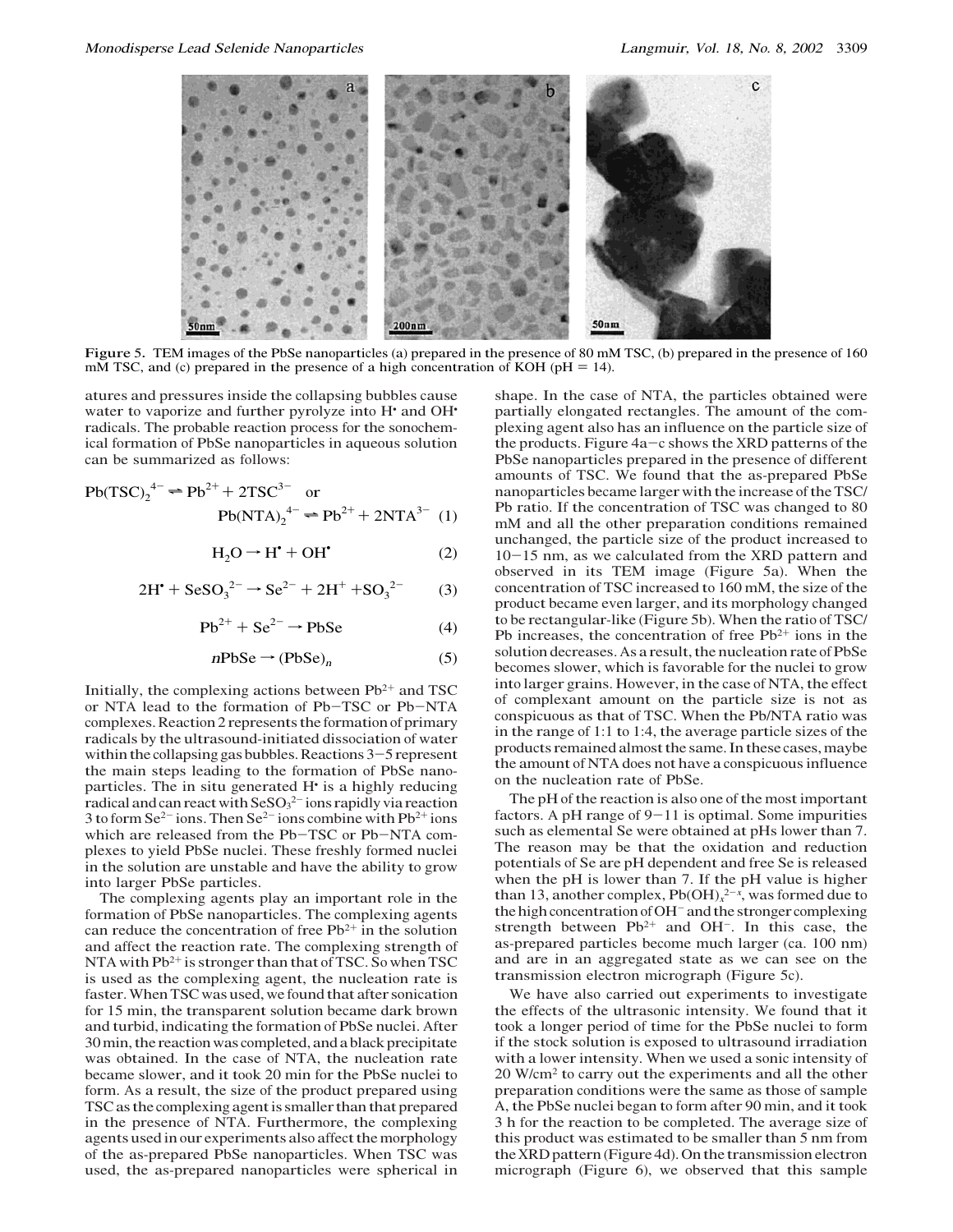Figure 5. TEM images of the PbSe nanoparticles (a) prepared in the presence of 80 mM TSC, (b) prepared in the presence of 160 mM TSC, and (c) prepared in the presence of a high concentration of KOH (pH = 14).

atures and pressures inside the collapsing bubbles cause water to vaporize and further pyrolyze into $H^•$ and $OH^•$ radicals. The probable reaction process for the sonochemical formation of PbSe nanoparticles in aqueous solution can be summarized as follows:

$$Pb(TSC)_2^{4-} \rightleftharpoons Pb^{2+} + 2TSC^{3-} \quad \text{or} \quad Pb(NTA)_2^{4-} \rightleftharpoons Pb^{2+} + 2NTA^{3-} \quad (1)$$

$$H_2O \rightarrow H^• + OH^• \quad (2)$$

$$2H^• + SeSO_3^{2-} \rightarrow Se^{2-} + 2H^+ + SO_3^{2-} \quad (3)$$

$$Pb^{2+} + Se^{2-} \rightarrow PbSe \quad (4)$$

$$nPbSe \rightarrow (PbSe)_n \quad (5)$$

Initially, the complexing actions between $Pb^{2+}$ and TSC or NTA lead to the formation of Pb–TSC or Pb–NTA complexes. Reaction 2 represents the formation of primary radicals by the ultrasound-initiated dissociation of water within the collapsing gas bubbles. Reactions 3–5 represent the main steps leading to the formation of PbSe nanoparticles. The in situ generated $H^•$ is a highly reducing radical and can react with $SeSO_3^{2-}$ ions rapidly via reaction 3 to form $Se^{2-}$ ions. Then $Se^{2-}$ ions combine with $Pb^{2+}$ ions which are released from the Pb–TSC or Pb–NTA complexes to yield PbSe nuclei. These freshly formed nuclei in the solution are unstable and have the ability to grow into larger PbSe particles.

The complexing agents play an important role in the formation of PbSe nanoparticles. The complexing agents can reduce the concentration of free $Pb^{2+}$ in the solution and affect the reaction rate. The complexing strength of NTA with $Pb^{2+}$ is stronger than that of TSC. So when TSC is used as the complexing agent, the nucleation rate is faster. When TSC was used, we found that after sonication for 15 min, the transparent solution became dark brown and turbid, indicating the formation of PbSe nuclei. After 30 min, the reaction was completed, and a black precipitate was obtained. In the case of NTA, the nucleation rate became slower, and it took 20 min for the PbSe nuclei to form. As a result, the size of the product prepared using TSC as the complexing agent is smaller than that prepared in the presence of NTA. Furthermore, the complexing agents used in our experiments also affect the morphology of the as-prepared PbSe nanoparticles. When TSC was used, the as-prepared nanoparticles were spherical in shape. In the case of NTA, the particles obtained were partially elongated rectangles. The amount of the complexing agent also has an influence on the particle size of the products. Figure 4a–c shows the XRD patterns of the PbSe nanoparticles prepared in the presence of different amounts of TSC. We found that the as-prepared PbSe nanoparticles became larger with the increase of the TSC/Pb ratio. If the concentration of TSC was changed to 80 mM and all the other preparation conditions remained unchanged, the particle size of the product increased to 10–15 nm, as we calculated from the XRD pattern and observed in its TEM image (Figure 5a). When the concentration of TSC increased to 160 mM, the size of the product became even larger, and its morphology changed to be rectangular-like (Figure 5b). When the ratio of TSC/Pb increases, the concentration of free $Pb^{2+}$ ions in the solution decreases. As a result, the nucleation rate of PbSe becomes slower, which is favorable for the nuclei to grow into larger grains. However, in the case of NTA, the effect of complexant amount on the particle size is not as conspicuous as that of TSC. When the Pb/NTA ratio was in the range of 1:1 to 1:4, the average particle sizes of the products remained almost the same. In these cases, maybe the amount of NTA does not have a conspicuous influence on the nucleation rate of PbSe.

The pH of the reaction is also one of the most important factors. A pH range of 9–11 is optimal. Some impurities such as elemental Se were obtained at pHs lower than 7. The reason may be that the oxidation and reduction potentials of Se are pH dependent and free Se is released when the pH is lower than 7. If the pH value is higher than 13, another complex, $Pb(OH)_x^{2-x}$, was formed due to the high concentration of $OH^-$ and the stronger complexing strength between $Pb^{2+}$ and $OH^-$. In this case, the as-prepared particles become much larger (ca. 100 nm) and are in an aggregated state as we can see on the transmission electron micrograph (Figure 5c).

We have also carried out experiments to investigate the effects of the ultrasonic intensity. We found that it took a longer period of time for the PbSe nuclei to form if the stock solution is exposed to ultrasound irradiation with a lower intensity. When we used a sonic intensity of 20 W/cm$^2$ to carry out the experiments and all the other preparation conditions were the same as those of sample A, the PbSe nuclei began to form after 90 min, and it took 3 h for the reaction to be completed. The average size of this product was estimated to be smaller than 5 nm from the XRD pattern (Figure 4d). On the transmission electron micrograph (Figure 6), we observed that this sample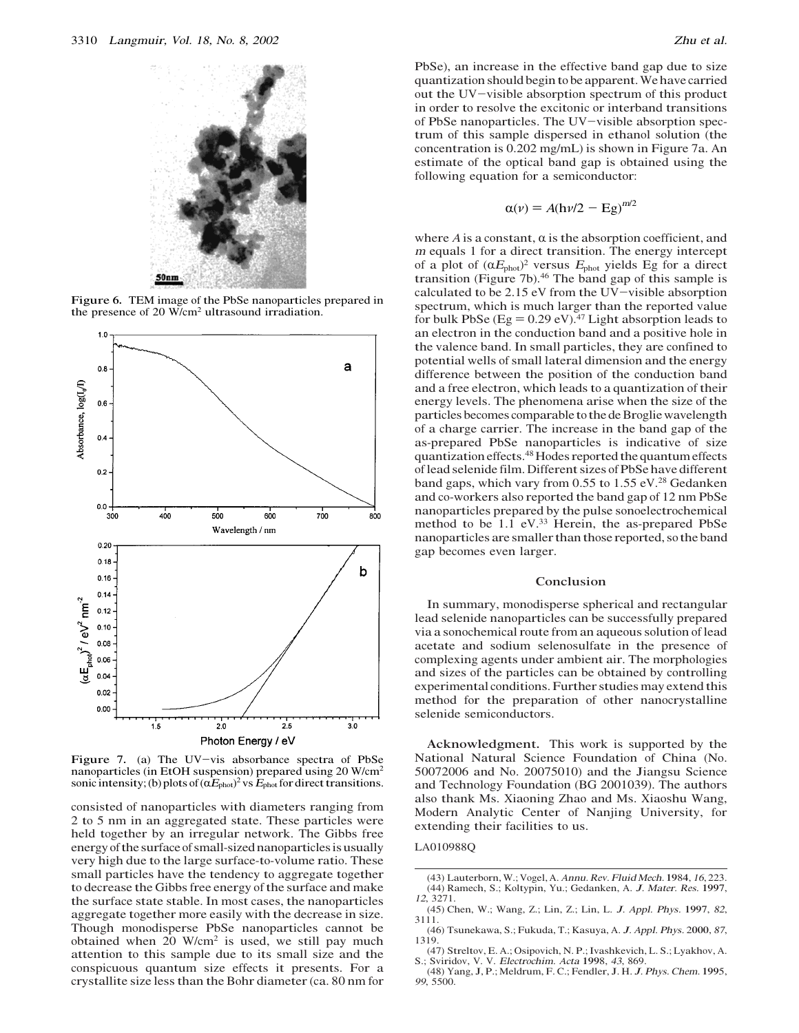Figure 6. TEM image of the PbSe nanoparticles prepared in the presence of 20 W/cm$^2$ ultrasound irradiation.

50nm

a

Absorbance, log(I$_0$/I)

1.0
0.8
0.6
0.4
0.2
0.0

300 400 500 600 700 800

Wavelength / nm

b

$(\alpha E_{phot})^2$ / eV$^2$ nm$^{-2}$

0.20
0.18
0.16
0.14
0.12
0.10
0.08
0.06
0.04
0.02
0.00

1.5 2.0 2.5 3.0

Photon Energy / eV

Figure 7. (a) The UV−vis absorbance spectra of PbSe nanoparticles (in EtOH suspension) prepared using 20 W/cm$^2$ sonic intensity; (b) plots of $(\alpha E_{phot})^2$ vs $E_{phot}$ for direct transitions.

consisted of nanoparticles with diameters ranging from 2 to 5 nm in an aggregated state. These particles were held together by an irregular network. The Gibbs free energy of the surface of small-sized nanoparticles is usually very high due to the large surface-to-volume ratio. These small particles have the tendency to aggregate together to decrease the Gibbs free energy of the surface and make the surface state stable. In most cases, the nanoparticles aggregate together more easily with the decrease in size. Though monodisperse PbSe nanoparticles cannot be obtained when 20 W/cm$^2$ is used, we still pay much attention to this sample due to its small size and the conspicuous quantum size effects it presents. For a crystallite size less than the Bohr diameter (ca. 80 nm for PbSe), an increase in the effective band gap due to size quantization should begin to be apparent. We have carried out the UV−visible absorption spectrum of this product in order to resolve the excitonic or interband transitions of PbSe nanoparticles. The UV−visible absorption spectrum of this sample dispersed in ethanol solution (the concentration is 0.202 mg/mL) is shown in Figure 7a. An estimate of the optical band gap is obtained using the following equation for a semiconductor:

$$\alpha(\nu) = A(h\nu/2 - Eg)^{m/2}$$

where $A$ is a constant, $\alpha$ is the absorption coefficient, and $m$ equals 1 for a direct transition. The energy intercept of a plot of $(\alpha E_{phot})^2$ versus $E_{phot}$ yields Eg for a direct transition (Figure 7b).[46] The band gap of this sample is calculated to be 2.15 eV from the UV−visible absorption spectrum, which is much larger than the reported value for bulk PbSe (Eg = 0.29 eV).[47] Light absorption leads to an electron in the conduction band and a positive hole in the valence band. In small particles, they are confined to potential wells of small lateral dimension and the energy difference between the position of the conduction band and a free electron, which leads to a quantization of their energy levels. The phenomena arise when the size of the particles becomes comparable to the de Broglie wavelength of a charge carrier. The increase in the band gap of the as-prepared PbSe nanoparticles is indicative of size quantization effects.[48] Hodes reported the quantum effects of lead selenide film. Different sizes of PbSe have different band gaps, which vary from 0.55 to 1.55 eV.[28] Gedanken and co-workers also reported the band gap of 12 nm PbSe nanoparticles prepared by the pulse sonoelectrochemical method to be 1.1 eV.[33] Herein, the as-prepared PbSe nanoparticles are smaller than those reported, so the band gap becomes even larger.

## Conclusion

In summary, monodisperse spherical and rectangular lead selenide nanoparticles can be successfully prepared via a sonochemical route from an aqueous solution of lead acetate and sodium selenosulfate in the presence of complexing agents under ambient air. The morphologies and sizes of the particles can be obtained by controlling experimental conditions. Further studies may extend this method for the preparation of other nanocrystalline selenide semiconductors.

**Acknowledgment.** This work is supported by the National Natural Science Foundation of China (No. 50072006 and No. 20075010) and the Jiangsu Science and Technology Foundation (BG 2001039). The authors also thank Ms. Xiaoning Zhao and Ms. Xiaoshu Wang, Modern Analytic Center of Nanjing University, for extending their facilities to us.

LA010988Q

(43) Lauterborn, W.; Vogel, A. *Annu. Rev. Fluid Mech.* **1984**, *16*, 223.
(44) Ramech, S.; Koltypin, Yu.; Gedanken, A. *J. Mater. Res.* **1997**, *12*, 3271.
(45) Chen, W.; Wang, Z.; Lin, Z.; Lin, L. *J. Appl. Phys.* **1997**, *82*, 3111.
(46) Tsunekawa, S.; Fukuda, T.; Kasuya, A. *J. Appl. Phys.* **2000**, *87*, 1319.
(47) Streltov, E. A.; Osipovich, N. P.; Ivashkevich, L. S.; Lyakhov, A. S.; Sviridov, V. V. *Electrochim. Acta* **1998**, *43*, 869.
(48) Yang, J, P.; Meldrum, F. C.; Fendler, J. H. *J. Phys. Chem.* **1995**, *99*, 5500.